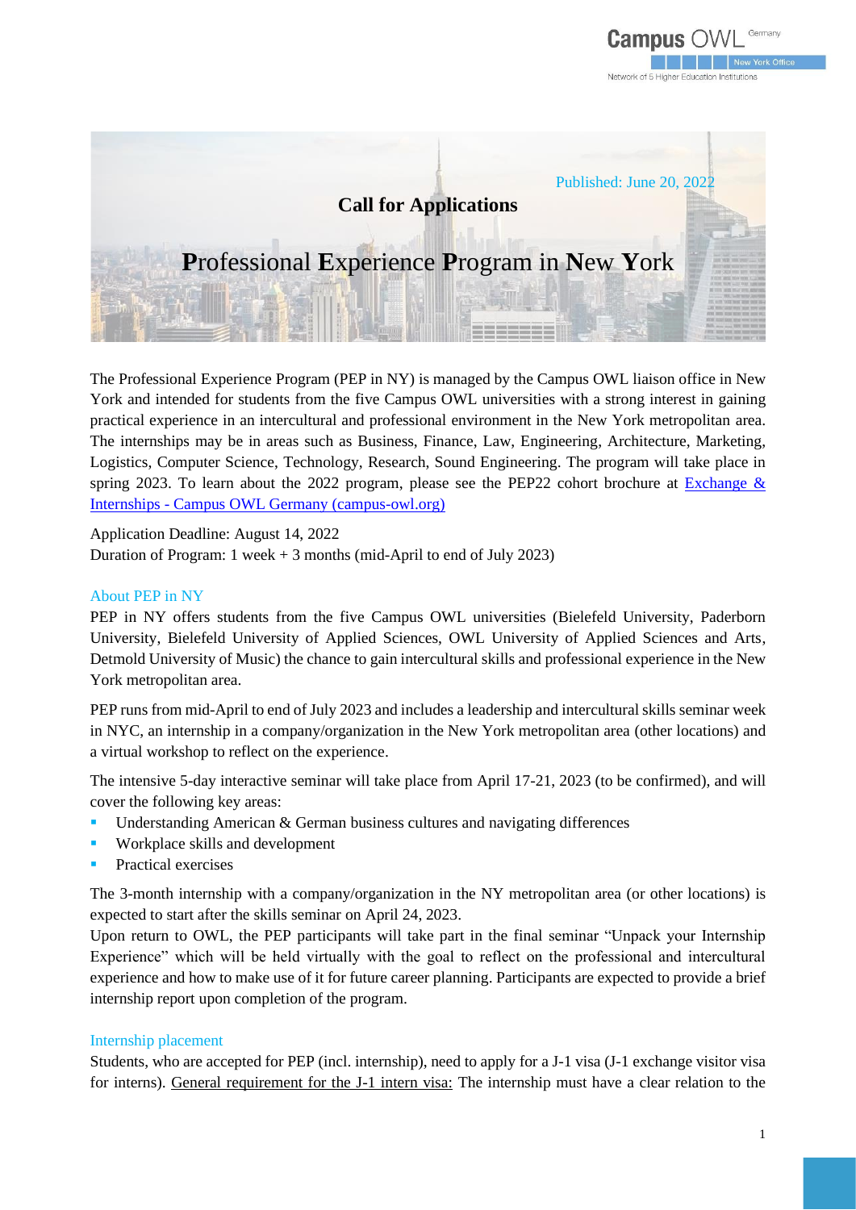Published: June 20, 2022

**Call for Applications**

# Professional Experience Program in New York

The Professional Experience Program (PEP in NY) is managed by the Campus OWL liaison office in New York and intended for students from the five Campus OWL universities with a strong interest in gaining practical experience in an intercultural and professional environment in the New York metropolitan area. The internships may be in areas such as Business, Finance, Law, Engineering, Architecture, Marketing, Logistics, Computer Science, Technology, Research, Sound Engineering. The program will take place in spring 2023. To learn about the 2022 program, please see the PEP22 cohort brochure at [Exchange & Internships - Campus OWL Germany (campus-owl.org)](campus-owl.org)

Application Deadline: August 14, 2022
Duration of Program: 1 week + 3 months (mid-April to end of July 2023)

## About PEP in NY

PEP in NY offers students from the five Campus OWL universities (Bielefeld University, Paderborn University, Bielefeld University of Applied Sciences, OWL University of Applied Sciences and Arts, Detmold University of Music) the chance to gain intercultural skills and professional experience in the New York metropolitan area.

PEP runs from mid-April to end of July 2023 and includes a leadership and intercultural skills seminar week in NYC, an internship in a company/organization in the New York metropolitan area (other locations) and a virtual workshop to reflect on the experience.

The intensive 5-day interactive seminar will take place from April 17-21, 2023 (to be confirmed), and will cover the following key areas:

- Understanding American & German business cultures and navigating differences
- Workplace skills and development
- Practical exercises

The 3-month internship with a company/organization in the NY metropolitan area (or other locations) is expected to start after the skills seminar on April 24, 2023.
Upon return to OWL, the PEP participants will take part in the final seminar "Unpack your Internship Experience" which will be held virtually with the goal to reflect on the professional and intercultural experience and how to make use of it for future career planning. Participants are expected to provide a brief internship report upon completion of the program.

## Internship placement

Students, who are accepted for PEP (incl. internship), need to apply for a J-1 visa (J-1 exchange visitor visa for interns). General requirement for the J-1 intern visa: The internship must have a clear relation to the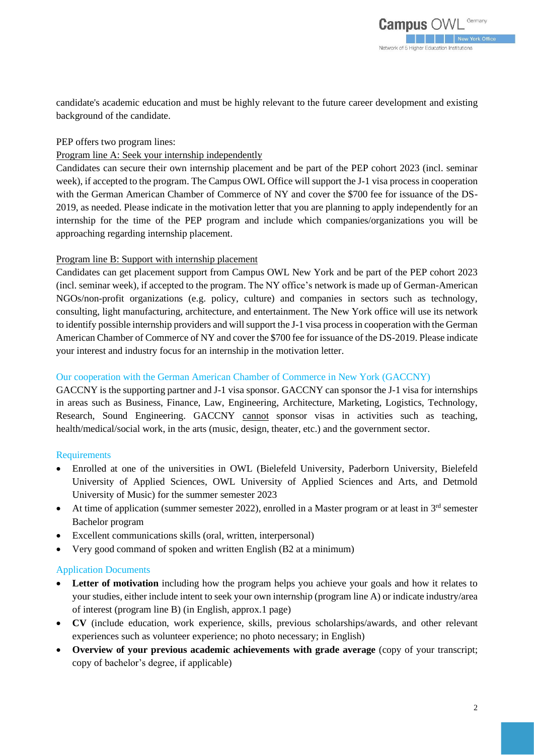candidate's academic education and must be highly relevant to the future career development and existing background of the candidate.

PEP offers two program lines:

Program line A: Seek your internship independently

Candidates can secure their own internship placement and be part of the PEP cohort 2023 (incl. seminar week), if accepted to the program. The Campus OWL Office will support the J-1 visa process in cooperation with the German American Chamber of Commerce of NY and cover the $700 fee for issuance of the DS-2019, as needed. Please indicate in the motivation letter that you are planning to apply independently for an internship for the time of the PEP program and include which companies/organizations you will be approaching regarding internship placement.

Program line B: Support with internship placement

Candidates can get placement support from Campus OWL New York and be part of the PEP cohort 2023 (incl. seminar week), if accepted to the program. The NY office's network is made up of German-American NGOs/non-profit organizations (e.g. policy, culture) and companies in sectors such as technology, consulting, light manufacturing, architecture, and entertainment. The New York office will use its network to identify possible internship providers and will support the J-1 visa process in cooperation with the German American Chamber of Commerce of NY and cover the $700 fee for issuance of the DS-2019. Please indicate your interest and industry focus for an internship in the motivation letter.

## Our cooperation with the German American Chamber of Commerce in New York (GACCNY)

GACCNY is the supporting partner and J-1 visa sponsor. GACCNY can sponsor the J-1 visa for internships in areas such as Business, Finance, Law, Engineering, Architecture, Marketing, Logistics, Technology, Research, Sound Engineering. GACCNY cannot sponsor visas in activities such as teaching, health/medical/social work, in the arts (music, design, theater, etc.) and the government sector.

## Requirements

- Enrolled at one of the universities in OWL (Bielefeld University, Paderborn University, Bielefeld University of Applied Sciences, OWL University of Applied Sciences and Arts, and Detmold University of Music) for the summer semester 2023
- At time of application (summer semester 2022), enrolled in a Master program or at least in 3rd semester Bachelor program
- Excellent communications skills (oral, written, interpersonal)
- Very good command of spoken and written English (B2 at a minimum)

## Application Documents

- **Letter of motivation** including how the program helps you achieve your goals and how it relates to your studies, either include intent to seek your own internship (program line A) or indicate industry/area of interest (program line B) (in English, approx.1 page)
- **CV** (include education, work experience, skills, previous scholarships/awards, and other relevant experiences such as volunteer experience; no photo necessary; in English)
- **Overview of your previous academic achievements with grade average** (copy of your transcript; copy of bachelor's degree, if applicable)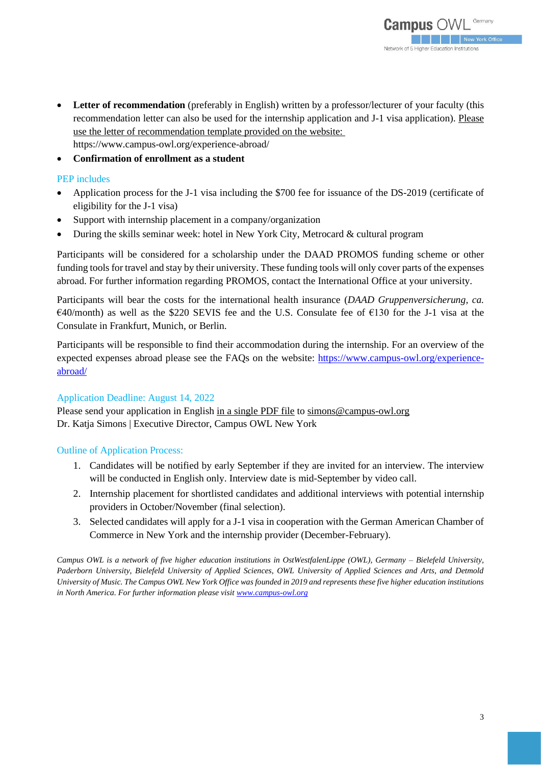- **Letter of recommendation** (preferably in English) written by a professor/lecturer of your faculty (this recommendation letter can also be used for the internship application and J-1 visa application). Please use the letter of recommendation template provided on the website: https://www.campus-owl.org/experience-abroad/
- **Confirmation of enrollment as a student**

### PEP includes

- Application process for the J-1 visa including the $700 fee for issuance of the DS-2019 (certificate of eligibility for the J-1 visa)
- Support with internship placement in a company/organization
- During the skills seminar week: hotel in New York City, Metrocard & cultural program

Participants will be considered for a scholarship under the DAAD PROMOS funding scheme or other funding tools for travel and stay by their university. These funding tools will only cover parts of the expenses abroad. For further information regarding PROMOS, contact the International Office at your university.

Participants will bear the costs for the international health insurance (*DAAD Gruppenversicherung, ca.* €40/month) as well as the $220 SEVIS fee and the U.S. Consulate fee of €130 for the J-1 visa at the Consulate in Frankfurt, Munich, or Berlin.

Participants will be responsible to find their accommodation during the internship. For an overview of the expected expenses abroad please see the FAQs on the website: https://www.campus-owl.org/experience-abroad/

### Application Deadline: August 14, 2022

Please send your application in English in a single PDF file to simons@campus-owl.org
Dr. Katja Simons | Executive Director, Campus OWL New York

### Outline of Application Process:

1. Candidates will be notified by early September if they are invited for an interview. The interview will be conducted in English only. Interview date is mid-September by video call.
2. Internship placement for shortlisted candidates and additional interviews with potential internship providers in October/November (final selection).
3. Selected candidates will apply for a J-1 visa in cooperation with the German American Chamber of Commerce in New York and the internship provider (December-February).

*Campus OWL is a network of five higher education institutions in OstWestfalenLippe (OWL), Germany – Bielefeld University, Paderborn University, Bielefeld University of Applied Sciences, OWL University of Applied Sciences and Arts, and Detmold University of Music. The Campus OWL New York Office was founded in 2019 and represents these five higher education institutions in North America. For further information please visit www.campus-owl.org*